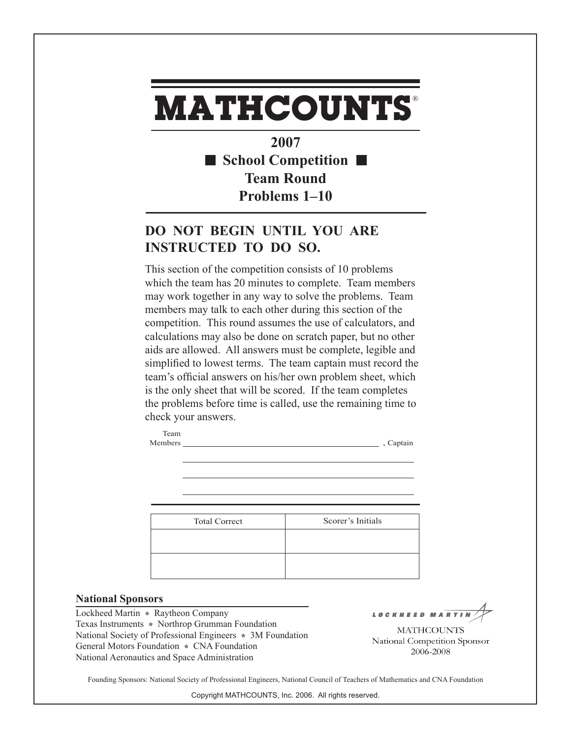# MATHCOUNTS®

## 2007
## ■ School Competition ■
## Team Round
## Problems 1–10

### DO NOT BEGIN UNTIL YOU ARE INSTRUCTED TO DO SO.

This section of the competition consists of 10 problems which the team has 20 minutes to complete. Team members may work together in any way to solve the problems. Team members may talk to each other during this section of the competition. This round assumes the use of calculators, and calculations may also be done on scratch paper, but no other aids are allowed. All answers must be complete, legible and simplified to lowest terms. The team captain must record the team's official answers on his/her own problem sheet, which is the only sheet that will be scored. If the team completes the problems before time is called, use the remaining time to check your answers.

Team Members ______________________________ , Captain

______________________________

______________________________

______________________________

| Total Correct | Scorer's Initials |
|---|---|
| | |
| | |

**National Sponsors**

Lockheed Martin * Raytheon Company
Texas Instruments * Northrop Grumman Foundation
National Society of Professional Engineers * 3M Foundation
General Motors Foundation * CNA Foundation
National Aeronautics and Space Administration

LOCKHEED MARTIN
MATHCOUNTS
National Competition Sponsor
2006-2008

Founding Sponsors: National Society of Professional Engineers, National Council of Teachers of Mathematics and CNA Foundation

Copyright MATHCOUNTS, Inc. 2006. All rights reserved.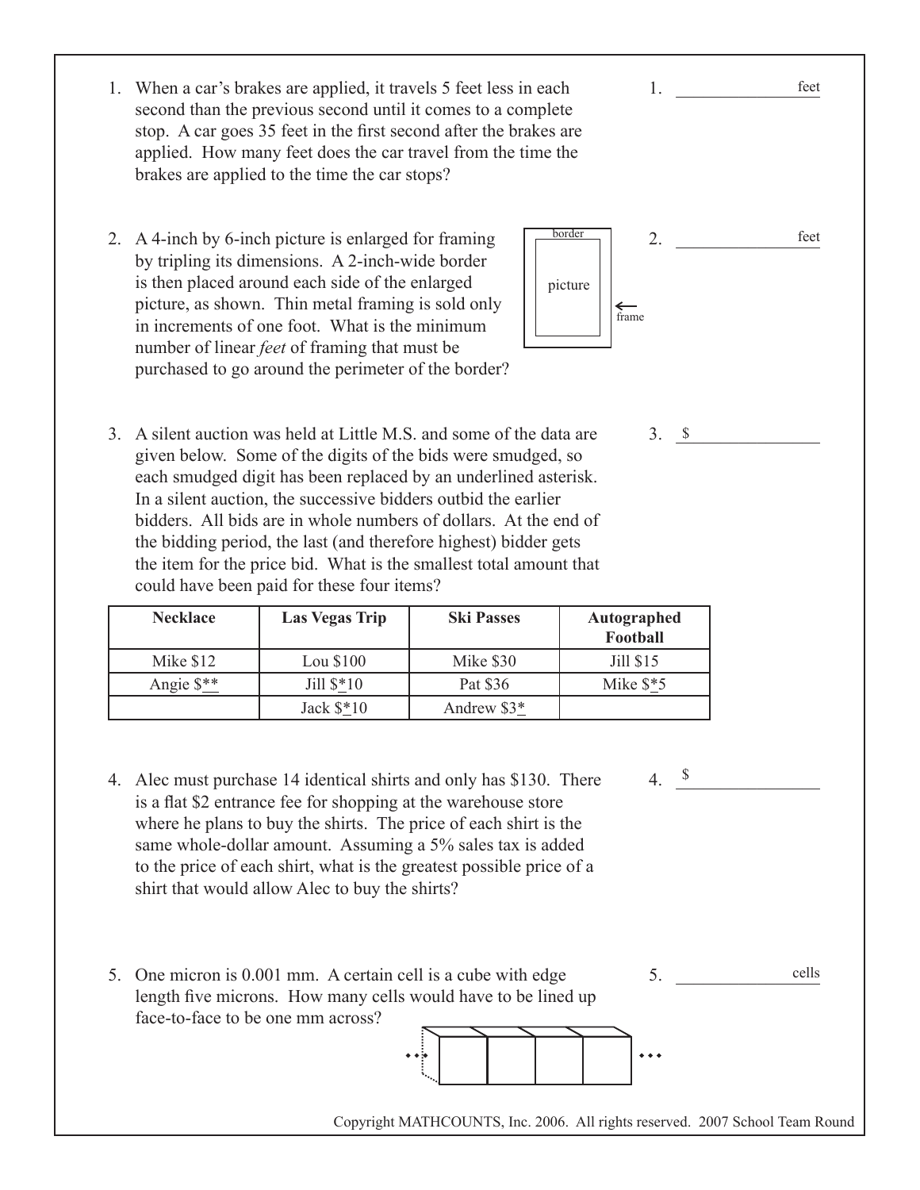1. When a car's brakes are applied, it travels 5 feet less in each second than the previous second until it comes to a complete stop. A car goes 35 feet in the first second after the brakes are applied. How many feet does the car travel from the time the brakes are applied to the time the car stops?

   1. ______________ feet

2. A 4-inch by 6-inch picture is enlarged for framing by tripling its dimensions. A 2-inch-wide border is then placed around each side of the enlarged picture, as shown. Thin metal framing is sold only in increments of one foot. What is the minimum number of linear *feet* of framing that must be purchased to go around the perimeter of the border?

   border

   picture

   ← frame

   2. ______________ feet

3. A silent auction was held at Little M.S. and some of the data are given below. Some of the digits of the bids were smudged, so each smudged digit has been replaced by an underlined asterisk. In a silent auction, the successive bidders outbid the earlier bidders. All bids are in whole numbers of dollars. At the end of the bidding period, the last (and therefore highest) bidder gets the item for the price bid. What is the smallest total amount that could have been paid for these four items?

   3. $ ______________

| Necklace | Las Vegas Trip | Ski Passes | Autographed Football |
|---|---|---|---|
| Mike $12 | Lou $100 | Mike $30 | Jill $15 |
| Angie $<u>*</u><u>*</u> | Jill $<u>*</u>10 | Pat $36 | Mike $<u>*</u>5 |
| | Jack $<u>*</u>10 | Andrew $3<u>*</u> | |

4. Alec must purchase 14 identical shirts and only has $130. There is a flat $2 entrance fee for shopping at the warehouse store where he plans to buy the shirts. The price of each shirt is the same whole-dollar amount. Assuming a 5% sales tax is added to the price of each shirt, what is the greatest possible price of a shirt that would allow Alec to buy the shirts?

   4. $ ______________

5. One micron is 0.001 mm. A certain cell is a cube with edge length five microns. How many cells would have to be lined up face-to-face to be one mm across?

   5. ______________ cells

Copyright MATHCOUNTS, Inc. 2006. All rights reserved. 2007 School Team Round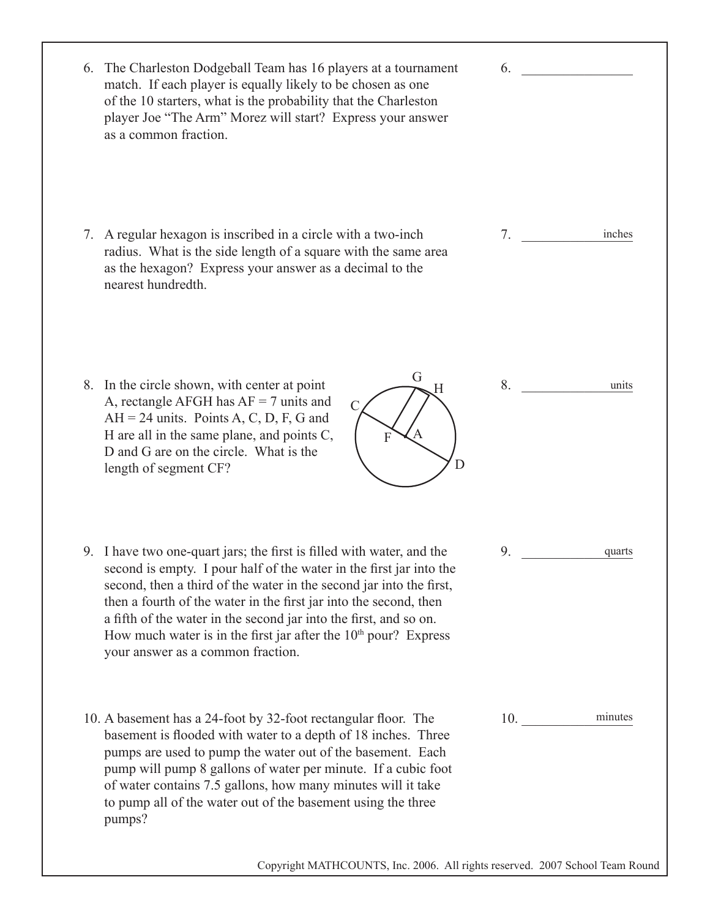6. The Charleston Dodgeball Team has 16 players at a tournament match. If each player is equally likely to be chosen as one of the 10 starters, what is the probability that the Charleston player Joe "The Arm" Morez will start? Express your answer as a common fraction.

6. ________________

7. A regular hexagon is inscribed in a circle with a two-inch radius. What is the side length of a square with the same area as the hexagon? Express your answer as a decimal to the nearest hundredth.

7. ____________ inches

8. In the circle shown, with center at point A, rectangle AFGH has AF = 7 units and AH = 24 units. Points A, C, D, F, G and H are all in the same plane, and points C, D and G are on the circle. What is the length of segment CF?

G
H
C
F
A
D

8. ____________ units

9. I have two one-quart jars; the first is filled with water, and the second is empty. I pour half of the water in the first jar into the second, then a third of the water in the second jar into the first, then a fourth of the water in the first jar into the second, then a fifth of the water in the second jar into the first, and so on. How much water is in the first jar after the $10^{th}$ pour? Express your answer as a common fraction.

9. ____________ quarts

10. A basement has a 24-foot by 32-foot rectangular floor. The basement is flooded with water to a depth of 18 inches. Three pumps are used to pump the water out of the basement. Each pump will pump 8 gallons of water per minute. If a cubic foot of water contains 7.5 gallons, how many minutes will it take to pump all of the water out of the basement using the three pumps?

10. ____________ minutes

Copyright MATHCOUNTS, Inc. 2006. All rights reserved. 2007 School Team Round